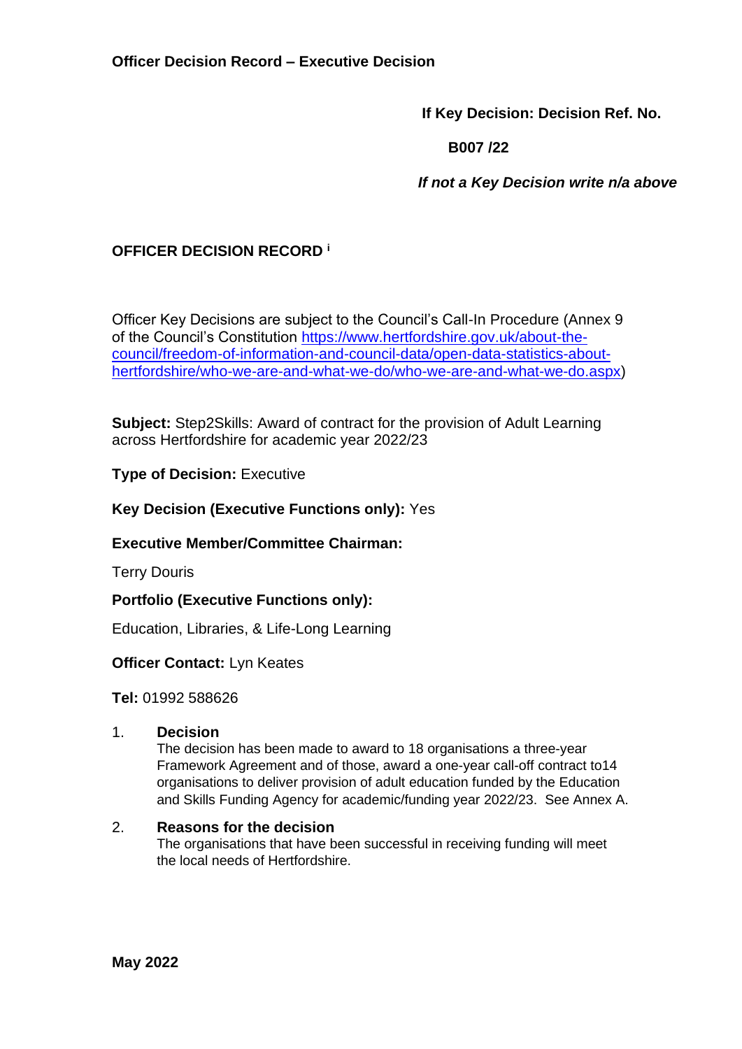**Officer Decision Record – Executive Decision**

**If Key Decision: Decision Ref. No.**

**B007 /22**

***If not a Key Decision write n/a above***

**OFFICER DECISION RECORD** [i]

Officer Key Decisions are subject to the Council's Call-In Procedure (Annex 9 of the Council's Constitution https://www.hertfordshire.gov.uk/about-the-council/freedom-of-information-and-council-data/open-data-statistics-about-hertfordshire/who-we-are-and-what-we-do/who-we-are-and-what-we-do.aspx)

**Subject:** Step2Skills: Award of contract for the provision of Adult Learning across Hertfordshire for academic year 2022/23

**Type of Decision:** Executive

**Key Decision (Executive Functions only):** Yes

**Executive Member/Committee Chairman:**

Terry Douris

**Portfolio (Executive Functions only):**

Education, Libraries, & Life-Long Learning

**Officer Contact:** Lyn Keates

**Tel:** 01992 588626

1. **Decision**
   The decision has been made to award to 18 organisations a three-year Framework Agreement and of those, award a one-year call-off contract to14 organisations to deliver provision of adult education funded by the Education and Skills Funding Agency for academic/funding year 2022/23. See Annex A.

2. **Reasons for the decision**
   The organisations that have been successful in receiving funding will meet the local needs of Hertfordshire.

**May 2022**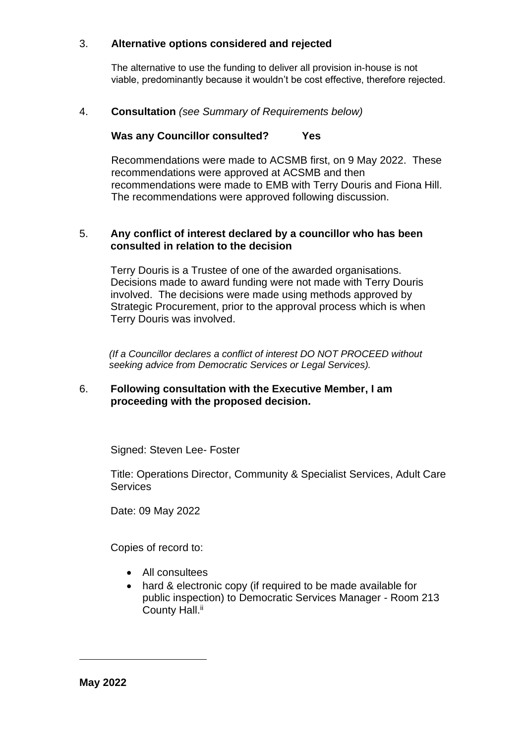## 3. **Alternative options considered and rejected**

The alternative to use the funding to deliver all provision in-house is not viable, predominantly because it wouldn't be cost effective, therefore rejected.

## 4. **Consultation** *(see Summary of Requirements below)*

**Was any Councillor consulted? Yes**

Recommendations were made to ACSMB first, on 9 May 2022. These recommendations were approved at ACSMB and then recommendations were made to EMB with Terry Douris and Fiona Hill. The recommendations were approved following discussion.

## 5. **Any conflict of interest declared by a councillor who has been consulted in relation to the decision**

Terry Douris is a Trustee of one of the awarded organisations. Decisions made to award funding were not made with Terry Douris involved. The decisions were made using methods approved by Strategic Procurement, prior to the approval process which is when Terry Douris was involved.

*(If a Councillor declares a conflict of interest DO NOT PROCEED without seeking advice from Democratic Services or Legal Services).*

## 6. **Following consultation with the Executive Member, I am proceeding with the proposed decision.**

Signed: Steven Lee- Foster

Title: Operations Director, Community & Specialist Services, Adult Care Services

Date: 09 May 2022

Copies of record to:

- All consultees
- hard & electronic copy (if required to be made available for public inspection) to Democratic Services Manager - Room 213 County Hall.[ii]

**May 2022**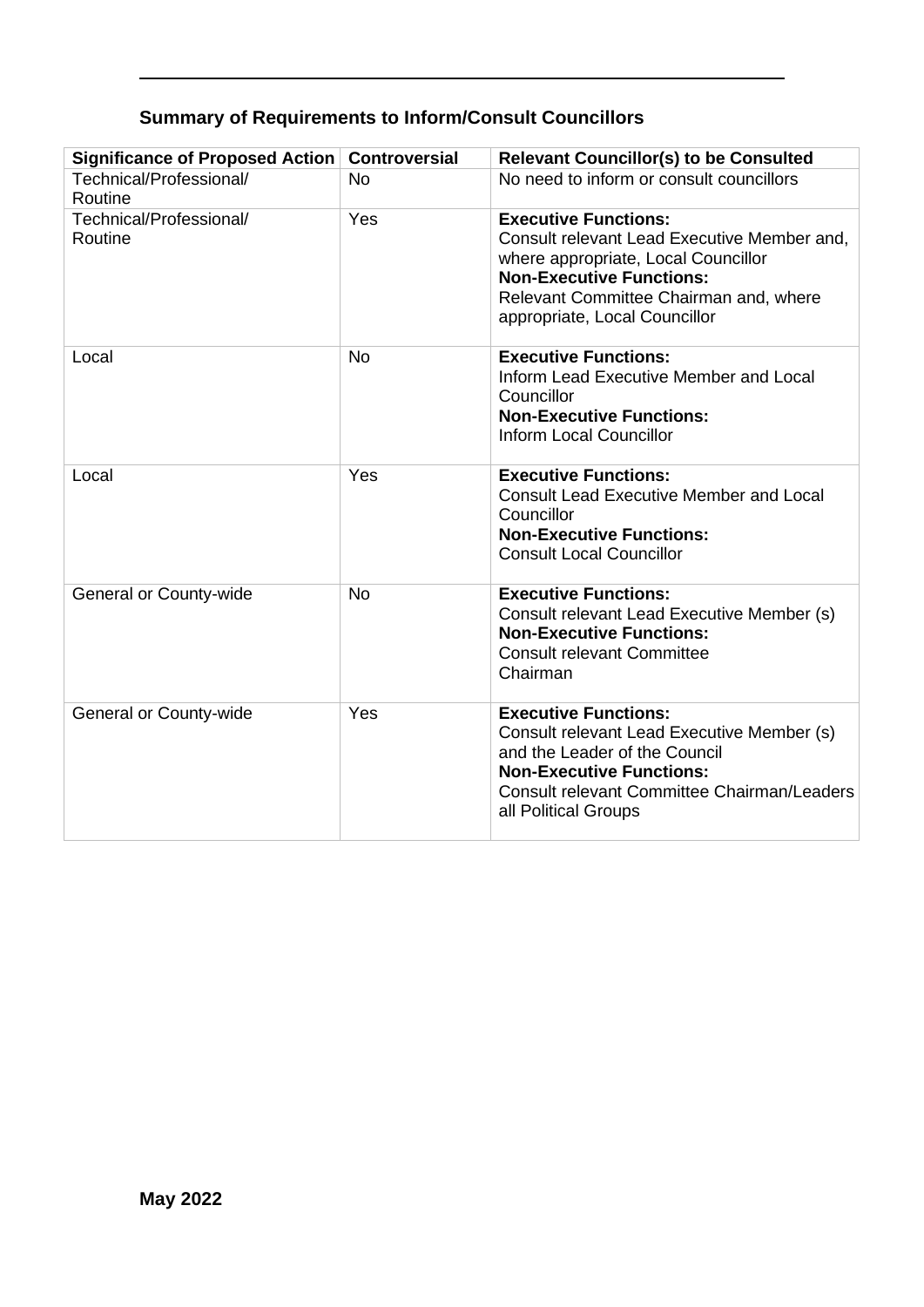## Summary of Requirements to Inform/Consult Councillors

| Significance of Proposed Action | Controversial | Relevant Councillor(s) to be Consulted |
|---|---|---|
| Technical/Professional/ Routine | No | No need to inform or consult councillors |
| Technical/Professional/ Routine | Yes | **Executive Functions:** Consult relevant Lead Executive Member and, where appropriate, Local Councillor **Non-Executive Functions:** Relevant Committee Chairman and, where appropriate, Local Councillor |
| Local | No | **Executive Functions:** Inform Lead Executive Member and Local Councillor **Non-Executive Functions:** Inform Local Councillor |
| Local | Yes | **Executive Functions:** Consult Lead Executive Member and Local Councillor **Non-Executive Functions:** Consult Local Councillor |
| General or County-wide | No | **Executive Functions:** Consult relevant Lead Executive Member (s) **Non-Executive Functions:** Consult relevant Committee Chairman |
| General or County-wide | Yes | **Executive Functions:** Consult relevant Lead Executive Member (s) and the Leader of the Council **Non-Executive Functions:** Consult relevant Committee Chairman/Leaders all Political Groups |

**May 2022**